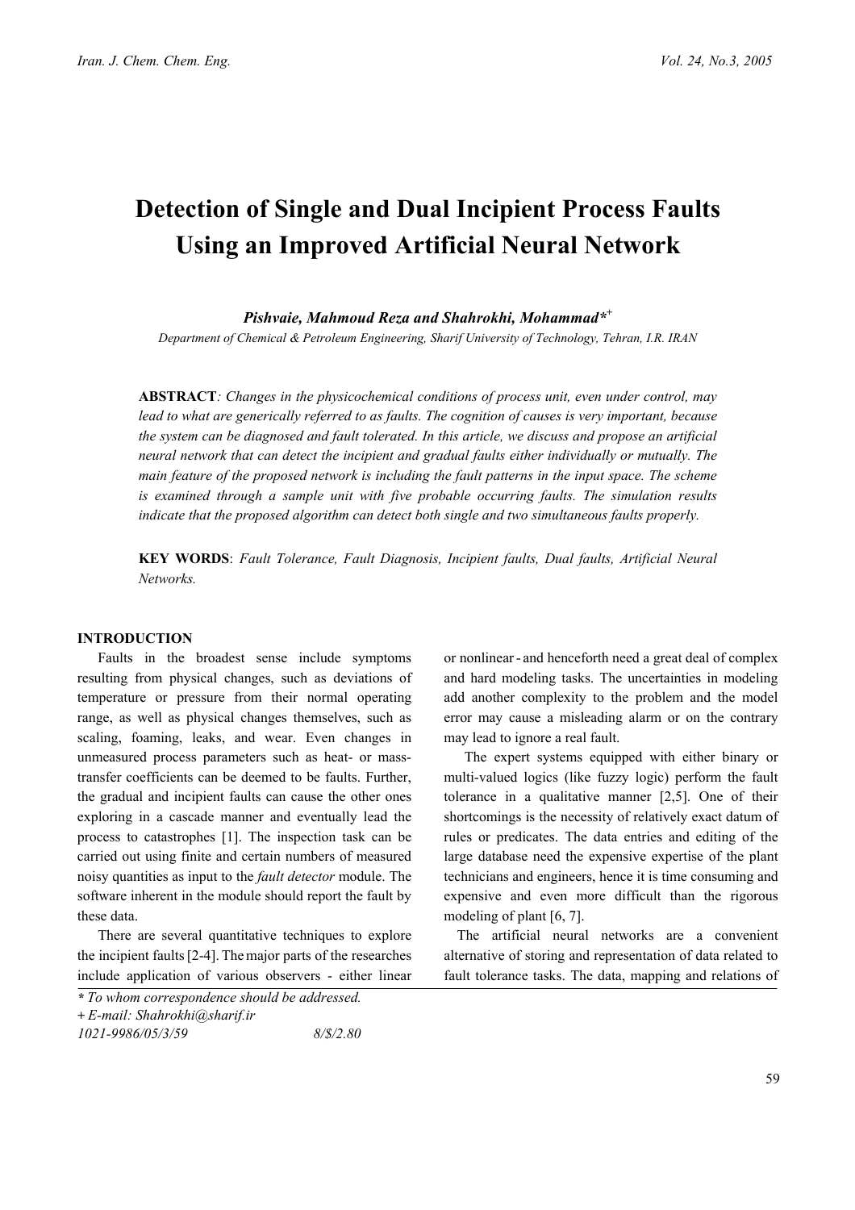# Detection of Single and Dual Incipient Process Faults Using an Improved Artificial Neural Network

***Pishvaie, Mahmoud Reza and Shahrokhi, Mohammad**\*+*

*Department of Chemical & Petroleum Engineering, Sharif University of Technology, Tehran, I.R. IRAN*

**ABSTRACT**: *Changes in the physicochemical conditions of process unit, even under control, may lead to what are generically referred to as faults. The cognition of causes is very important, because the system can be diagnosed and fault tolerated. In this article, we discuss and propose an artificial neural network that can detect the incipient and gradual faults either individually or mutually. The main feature of the proposed network is including the fault patterns in the input space. The scheme is examined through a sample unit with five probable occurring faults. The simulation results indicate that the proposed algorithm can detect both single and two simultaneous faults properly.*

**KEY WORDS**: *Fault Tolerance, Fault Diagnosis, Incipient faults, Dual faults, Artificial Neural Networks.*

## INTRODUCTION

Faults in the broadest sense include symptoms resulting from physical changes, such as deviations of temperature or pressure from their normal operating range, as well as physical changes themselves, such as scaling, foaming, leaks, and wear. Even changes in unmeasured process parameters such as heat- or mass-transfer coefficients can be deemed to be faults. Further, the gradual and incipient faults can cause the other ones exploring in a cascade manner and eventually lead the process to catastrophes [1]. The inspection task can be carried out using finite and certain numbers of measured noisy quantities as input to the *fault detector* module. The software inherent in the module should report the fault by these data.

There are several quantitative techniques to explore the incipient faults [2-4]. The major parts of the researches include application of various observers - either linear or nonlinear - and henceforth need a great deal of complex and hard modeling tasks. The uncertainties in modeling add another complexity to the problem and the model error may cause a misleading alarm or on the contrary may lead to ignore a real fault.

The expert systems equipped with either binary or multi-valued logics (like fuzzy logic) perform the fault tolerance in a qualitative manner [2,5]. One of their shortcomings is the necessity of relatively exact datum of rules or predicates. The data entries and editing of the large database need the expensive expertise of the plant technicians and engineers, hence it is time consuming and expensive and even more difficult than the rigorous modeling of plant [6, 7].

The artificial neural networks are a convenient alternative of storing and representation of data related to fault tolerance tasks. The data, mapping and relations of

*\* To whom correspondence should be addressed.*

*+ E-mail: Shahrokhi@sharif.ir*

*1021-9986/05/3/59 8/$/2.80*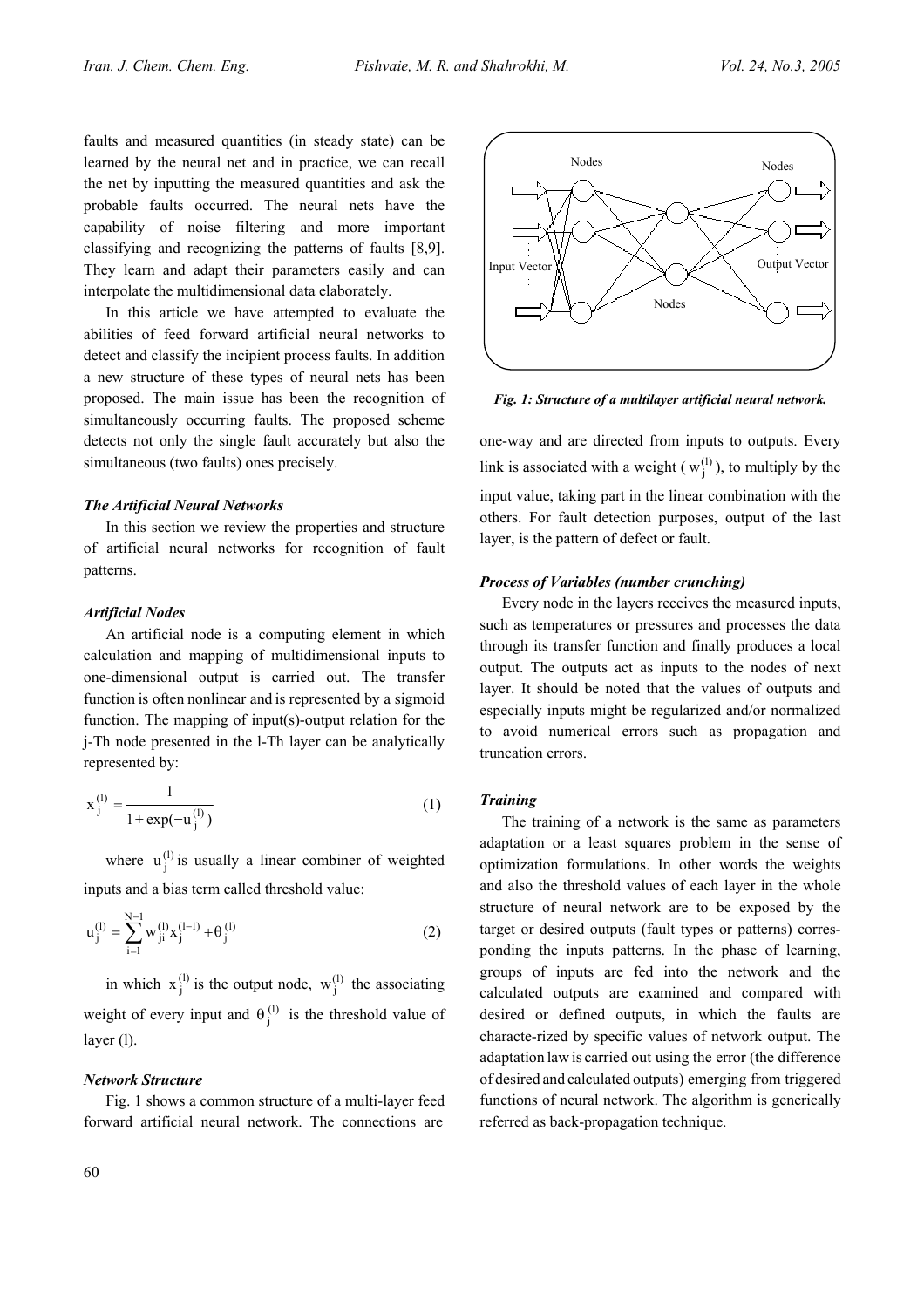faults and measured quantities (in steady state) can be learned by the neural net and in practice, we can recall the net by inputting the measured quantities and ask the probable faults occurred. The neural nets have the capability of noise filtering and more important classifying and recognizing the patterns of faults [8,9]. They learn and adapt their parameters easily and can interpolate the multidimensional data elaborately.

In this article we have attempted to evaluate the abilities of feed forward artificial neural networks to detect and classify the incipient process faults. In addition a new structure of these types of neural nets has been proposed. The main issue has been the recognition of simultaneously occurring faults. The proposed scheme detects not only the single fault accurately but also the simultaneous (two faults) ones precisely.

### *The Artificial Neural Networks*

In this section we review the properties and structure of artificial neural networks for recognition of fault patterns.

### *Artificial Nodes*

An artificial node is a computing element in which calculation and mapping of multidimensional inputs to one-dimensional output is carried out. The transfer function is often nonlinear and is represented by a sigmoid function. The mapping of input(s)-output relation for the j-Th node presented in the l-Th layer can be analytically represented by:

$$x_j^{(l)} = \frac{1}{1+\exp(-u_j^{(l)})} \tag{1}$$

where $u_j^{(l)}$ is usually a linear combiner of weighted inputs and a bias term called threshold value:

$$u_j^{(l)} = \sum_{i=1}^{N-1} w_{ji}^{(l)} x_j^{(l-1)} + \theta_j^{(l)} \tag{2}$$

in which $x_j^{(l)}$ is the output node, $w_j^{(l)}$ the associating weight of every input and $\theta_j^{(l)}$ is the threshold value of layer (l).

### *Network Structure*

Fig. 1 shows a common structure of a multi-layer feed forward artificial neural network. The connections are one-way and are directed from inputs to outputs. Every link is associated with a weight ($w_j^{(l)}$), to multiply by the input value, taking part in the linear combination with the others. For fault detection purposes, output of the last layer, is the pattern of defect or fault.

*Fig. 1: Structure of a multilayer artificial neural network.*

### *Process of Variables (number crunching)*

Every node in the layers receives the measured inputs, such as temperatures or pressures and processes the data through its transfer function and finally produces a local output. The outputs act as inputs to the nodes of next layer. It should be noted that the values of outputs and especially inputs might be regularized and/or normalized to avoid numerical errors such as propagation and truncation errors.

### *Training*

The training of a network is the same as parameters adaptation or a least squares problem in the sense of optimization formulations. In other words the weights and also the threshold values of each layer in the whole structure of neural network are to be exposed by the target or desired outputs (fault types or patterns) corresponding the inputs patterns. In the phase of learning, groups of inputs are fed into the network and the calculated outputs are examined and compared with desired or defined outputs, in which the faults are characterized by specific values of network output. The adaptation law is carried out using the error (the difference of desired and calculated outputs) emerging from triggered functions of neural network. The algorithm is generically referred as back-propagation technique.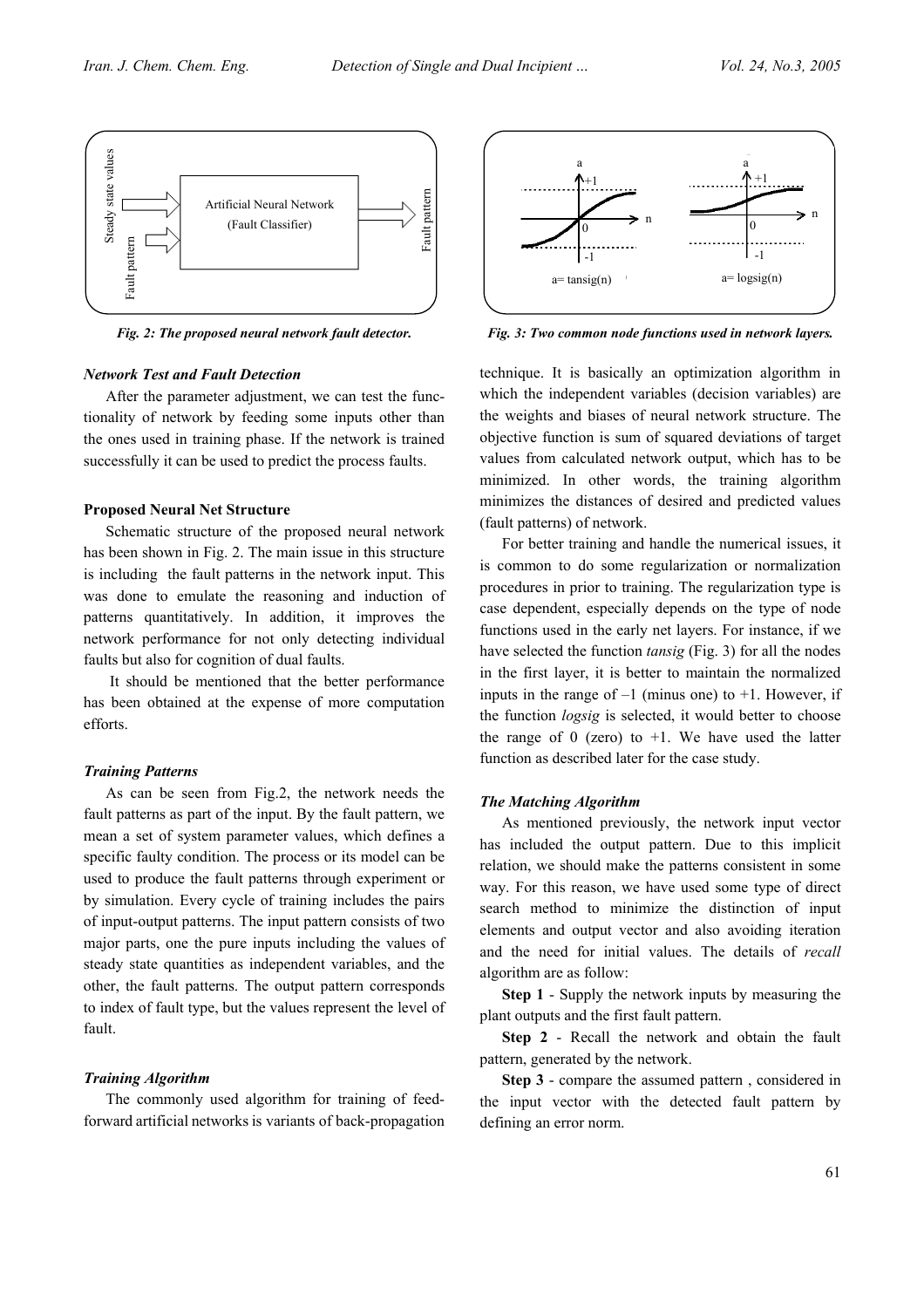Fig. 2: The proposed neural network fault detector.

Fig. 3: Two common node functions used in network layers.

### *Network Test and Fault Detection*

After the parameter adjustment, we can test the functionality of network by feeding some inputs other than the ones used in training phase. If the network is trained successfully it can be used to predict the process faults.

### **Proposed Neural Net Structure**

Schematic structure of the proposed neural network has been shown in Fig. 2. The main issue in this structure is including the fault patterns in the network input. This was done to emulate the reasoning and induction of patterns quantitatively. In addition, it improves the network performance for not only detecting individual faults but also for cognition of dual faults.

It should be mentioned that the better performance has been obtained at the expense of more computation efforts.

### *Training Patterns*

As can be seen from Fig.2, the network needs the fault patterns as part of the input. By the fault pattern, we mean a set of system parameter values, which defines a specific faulty condition. The process or its model can be used to produce the fault patterns through experiment or by simulation. Every cycle of training includes the pairs of input-output patterns. The input pattern consists of two major parts, one the pure inputs including the values of steady state quantities as independent variables, and the other, the fault patterns. The output pattern corresponds to index of fault type, but the values represent the level of fault.

### *Training Algorithm*

The commonly used algorithm for training of feed-forward artificial networks is variants of back-propagation technique. It is basically an optimization algorithm in which the independent variables (decision variables) are the weights and biases of neural network structure. The objective function is sum of squared deviations of target values from calculated network output, which has to be minimized. In other words, the training algorithm minimizes the distances of desired and predicted values (fault patterns) of network.

For better training and handle the numerical issues, it is common to do some regularization or normalization procedures in prior to training. The regularization type is case dependent, especially depends on the type of node functions used in the early net layers. For instance, if we have selected the function *tansig* (Fig. 3) for all the nodes in the first layer, it is better to maintain the normalized inputs in the range of –1 (minus one) to +1. However, if the function *logsig* is selected, it would better to choose the range of 0 (zero) to +1. We have used the latter function as described later for the case study.

### *The Matching Algorithm*

As mentioned previously, the network input vector has included the output pattern. Due to this implicit relation, we should make the patterns consistent in some way. For this reason, we have used some type of direct search method to minimize the distinction of input elements and output vector and also avoiding iteration and the need for initial values. The details of *recall* algorithm are as follow:

**Step 1** - Supply the network inputs by measuring the plant outputs and the first fault pattern.

**Step 2** - Recall the network and obtain the fault pattern, generated by the network.

**Step 3** - compare the assumed pattern , considered in the input vector with the detected fault pattern by defining an error norm.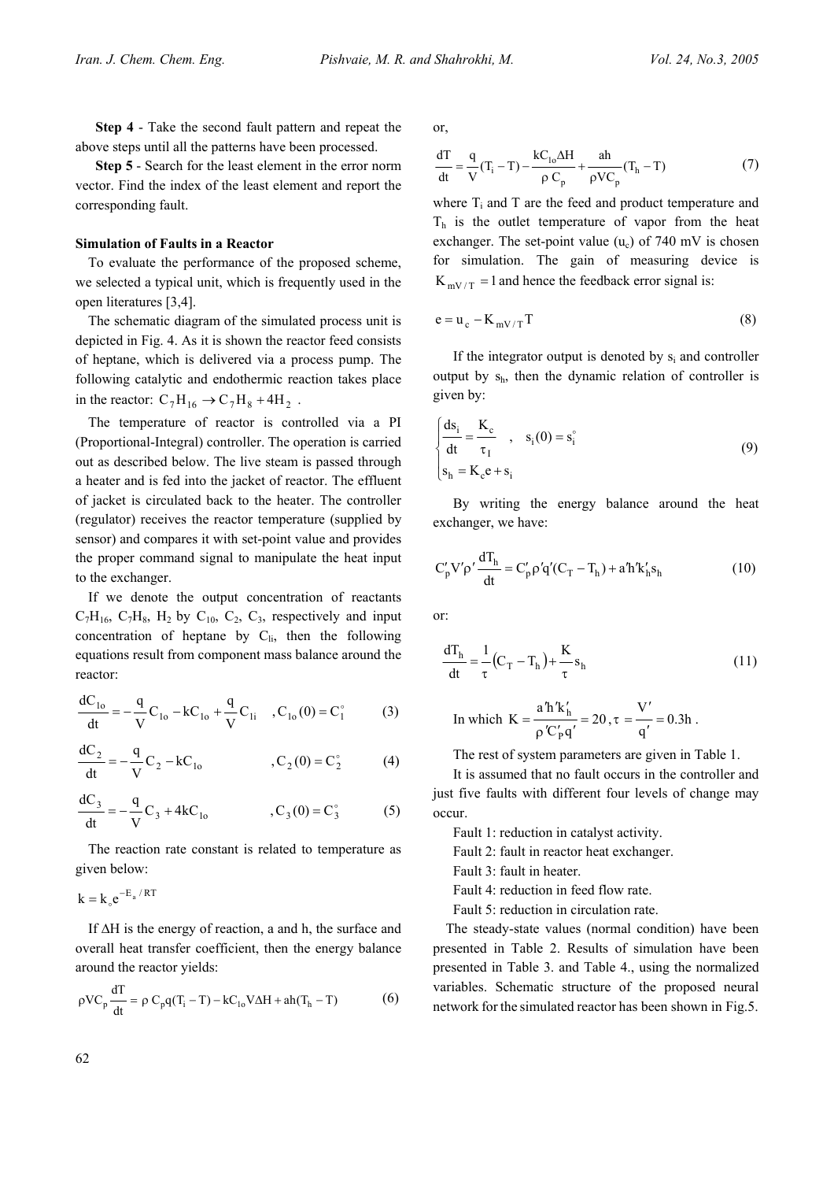**Step 4** - Take the second fault pattern and repeat the above steps until all the patterns have been processed.

**Step 5** - Search for the least element in the error norm vector. Find the index of the least element and report the corresponding fault.

**Simulation of Faults in a Reactor**

To evaluate the performance of the proposed scheme, we selected a typical unit, which is frequently used in the open literatures [3,4].

The schematic diagram of the simulated process unit is depicted in Fig. 4. As it is shown the reactor feed consists of heptane, which is delivered via a process pump. The following catalytic and endothermic reaction takes place in the reactor: $C_7H_{16} \rightarrow C_7H_8 + 4H_2$ .

The temperature of reactor is controlled via a PI (Proportional-Integral) controller. The operation is carried out as described below. The live steam is passed through a heater and is fed into the jacket of reactor. The effluent of jacket is circulated back to the heater. The controller (regulator) receives the reactor temperature (supplied by sensor) and compares it with set-point value and provides the proper command signal to manipulate the heat input to the exchanger.

If we denote the output concentration of reactants $C_7H_{16}$, $C_7H_8$, $H_2$ by $C_{1o}$, $C_2$, $C_3$, respectively and input concentration of heptane by $C_{1i}$, then the following equations result from component mass balance around the reactor:

$$\frac{dC_{1o}}{dt} = -\frac{q}{V}C_{1o} - kC_{1o} + \frac{q}{V}C_{1i} \quad , C_{1o}(0) = C_1^{\circ} \tag{3}$$

$$\frac{dC_2}{dt} = -\frac{q}{V}C_2 - kC_{1o} \quad , C_2(0) = C_2^{\circ} \tag{4}$$

$$\frac{dC_3}{dt} = -\frac{q}{V}C_3 + 4kC_{1o} \quad , C_3(0) = C_3^{\circ} \tag{5}$$

The reaction rate constant is related to temperature as given below:

$$k = k_{\circ} e^{-E_a/RT}$$

If $\Delta H$ is the energy of reaction, a and h, the surface and overall heat transfer coefficient, then the energy balance around the reactor yields:

$$\rho V C_p \frac{dT}{dt} = \rho\, C_p q(T_i - T) - kC_{1o}V\Delta H + ah(T_h - T) \tag{6}$$

or,

$$\frac{dT}{dt} = \frac{q}{V}(T_i - T) - \frac{kC_{1o}\Delta H}{\rho\, C_p} + \frac{ah}{\rho V C_p}(T_h - T) \tag{7}$$

where $T_i$ and T are the feed and product temperature and $T_h$ is the outlet temperature of vapor from the heat exchanger. The set-point value ($u_c$) of 740 mV is chosen for simulation. The gain of measuring device is $K_{mV/T} = 1$ and hence the feedback error signal is:

$$e = u_c - K_{mV/T} T \tag{8}$$

If the integrator output is denoted by $s_i$ and controller output by $s_h$, then the dynamic relation of controller is given by:

$$\begin{cases} \dfrac{ds_i}{dt} = \dfrac{K_c}{\tau_I} \quad , \quad s_i(0) = s_i^{\circ} \\ s_h = K_c e + s_i \end{cases} \tag{9}$$

By writing the energy balance around the heat exchanger, we have:

$$C'_p V' \rho' \frac{dT_h}{dt} = C'_p \rho' q'(C_T - T_h) + a'h'k'_h s_h \tag{10}$$

or:

$$\frac{dT_h}{dt} = \frac{1}{\tau}\left(C_T - T_h\right) + \frac{K}{\tau} s_h \tag{11}$$

In which $K = \dfrac{a'h'k'_h}{\rho' C'_p q'} = 20$ , $\tau = \dfrac{V'}{q'} = 0.3h$ .

The rest of system parameters are given in Table 1.

It is assumed that no fault occurs in the controller and just five faults with different four levels of change may occur.

Fault 1: reduction in catalyst activity.

Fault 2: fault in reactor heat exchanger.

Fault 3: fault in heater.

Fault 4: reduction in feed flow rate.

Fault 5: reduction in circulation rate.

The steady-state values (normal condition) have been presented in Table 2. Results of simulation have been presented in Table 3. and Table 4., using the normalized variables. Schematic structure of the proposed neural network for the simulated reactor has been shown in Fig.5.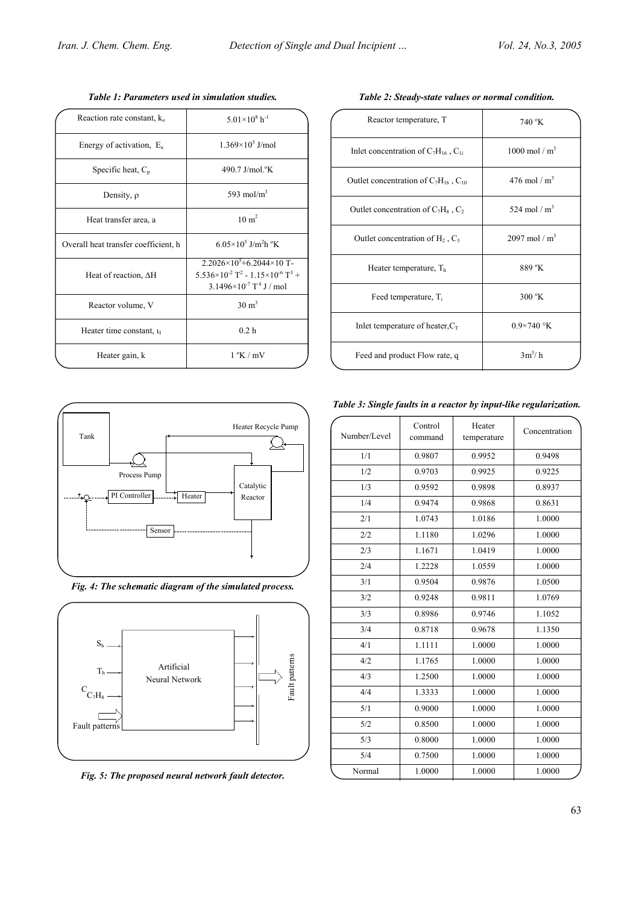*Table 1: Parameters used in simulation studies.*

| Reaction rate constant, $k_o$ | $5.01\times10^8\ h^{-1}$ |
|---|---|
| Energy of activation, $E_a$ | $1.369\times10^5$ J/mol |
| Specific heat, $C_p$ | 490.7 J/mol.ºK |
| Density, ρ | 593 mol/m$^3$ |
| Heat transfer area, a | 10 m$^2$ |
| Overall heat transfer coefficient, h | $6.05\times10^5$ J/m$^2$h ºK |
| Heat of reaction, ΔH | $2.2026\times10^5+6.2044\times10\ T-5.536\times10^{-2}\ T^2 - 1.15\times10^{-6}\ T^3 + 3.1496\times10^{-7}\ T^4$ J / mol |
| Reactor volume, V | 30 m$^3$ |
| Heater time constant, $t_I$ | 0.2 h |
| Heater gain, k | 1 ºK / mV |

*Table 2: Steady-state values or normal condition.*

| Reactor temperature, T | 740 ºK |
|---|---|
| Inlet concentration of $C_7H_{16}$, $C_{1i}$ | 1000 mol / m$^3$ |
| Outlet concentration of $C_7H_{16}$, $C_{10}$ | 476 mol / m$^3$ |
| Outlet concentration of $C_7H_8$, $C_2$ | 524 mol / m$^3$ |
| Outlet concentration of $H_2$, $C_3$ | 2097 mol / m$^3$ |
| Heater temperature, $T_h$ | 889 ºK |
| Feed temperature, $T_i$ | 300 ºK |
| Inlet temperature of heater, $C_T$ | 0.9×740 °K |
| Feed and product Flow rate, q | 3m$^3$/ h |

*Fig. 4: The schematic diagram of the simulated process.*

*Fig. 5: The proposed neural network fault detector.*

*Table 3: Single faults in a reactor by input-like regularization.*

| Number/Level | Control command | Heater temperature | Concentration |
|---|---|---|---|
| 1/1 | 0.9807 | 0.9952 | 0.9498 |
| 1/2 | 0.9703 | 0.9925 | 0.9225 |
| 1/3 | 0.9592 | 0.9898 | 0.8937 |
| 1/4 | 0.9474 | 0.9868 | 0.8631 |
| 2/1 | 1.0743 | 1.0186 | 1.0000 |
| 2/2 | 1.1180 | 1.0296 | 1.0000 |
| 2/3 | 1.1671 | 1.0419 | 1.0000 |
| 2/4 | 1.2228 | 1.0559 | 1.0000 |
| 3/1 | 0.9504 | 0.9876 | 1.0500 |
| 3/2 | 0.9248 | 0.9811 | 1.0769 |
| 3/3 | 0.8986 | 0.9746 | 1.1052 |
| 3/4 | 0.8718 | 0.9678 | 1.1350 |
| 4/1 | 1.1111 | 1.0000 | 1.0000 |
| 4/2 | 1.1765 | 1.0000 | 1.0000 |
| 4/3 | 1.2500 | 1.0000 | 1.0000 |
| 4/4 | 1.3333 | 1.0000 | 1.0000 |
| 5/1 | 0.9000 | 1.0000 | 1.0000 |
| 5/2 | 0.8500 | 1.0000 | 1.0000 |
| 5/3 | 0.8000 | 1.0000 | 1.0000 |
| 5/4 | 0.7500 | 1.0000 | 1.0000 |
| Normal | 1.0000 | 1.0000 | 1.0000 |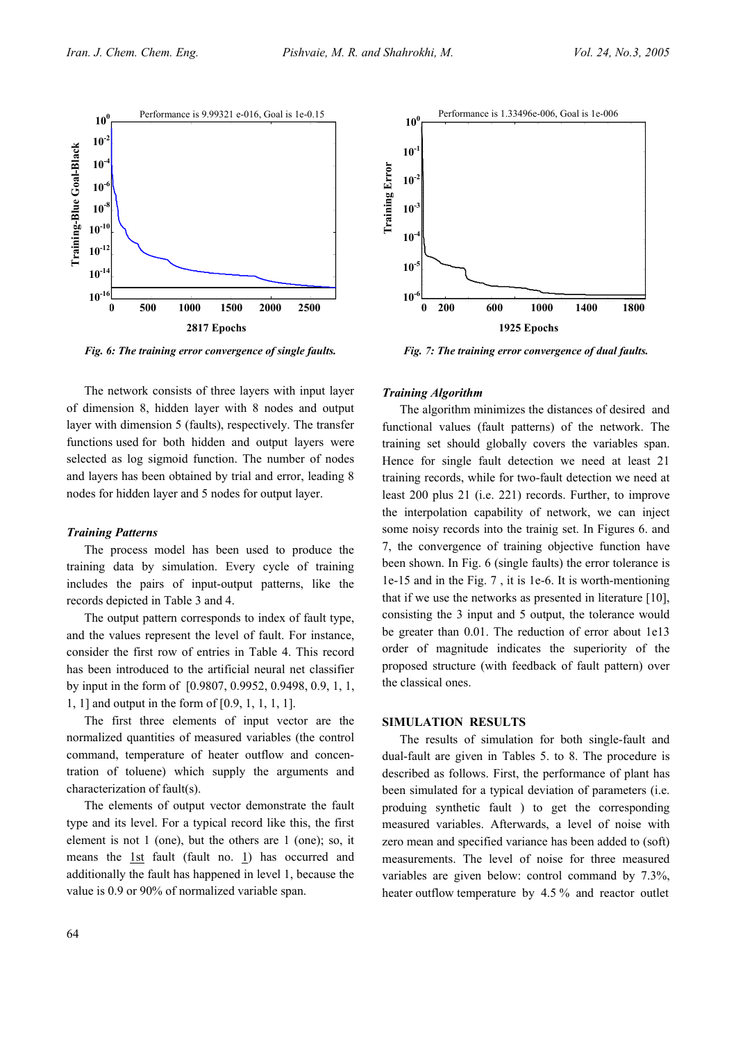Fig. 6: The training error convergence of single faults.

Fig. 7: The training error convergence of dual faults.

The network consists of three layers with input layer of dimension 8, hidden layer with 8 nodes and output layer with dimension 5 (faults), respectively. The transfer functions used for both hidden and output layers were selected as log sigmoid function. The number of nodes and layers has been obtained by trial and error, leading 8 nodes for hidden layer and 5 nodes for output layer.

### *Training Patterns*

The process model has been used to produce the training data by simulation. Every cycle of training includes the pairs of input-output patterns, like the records depicted in Table 3 and 4.

The output pattern corresponds to index of fault type, and the values represent the level of fault. For instance, consider the first row of entries in Table 4. This record has been introduced to the artificial neural net classifier by input in the form of [0.9807, 0.9952, 0.9498, 0.9, 1, 1, 1, 1] and output in the form of [0.9, 1, 1, 1, 1].

The first three elements of input vector are the normalized quantities of measured variables (the control command, temperature of heater outflow and concentration of toluene) which supply the arguments and characterization of fault(s).

The elements of output vector demonstrate the fault type and its level. For a typical record like this, the first element is not 1 (one), but the others are 1 (one); so, it means the 1st fault (fault no. 1) has occurred and additionally the fault has happened in level 1, because the value is 0.9 or 90% of normalized variable span.

### *Training Algorithm*

The algorithm minimizes the distances of desired and functional values (fault patterns) of the network. The training set should globally covers the variables span. Hence for single fault detection we need at least 21 training records, while for two-fault detection we need at least 200 plus 21 (i.e. 221) records. Further, to improve the interpolation capability of network, we can inject some noisy records into the trainig set. In Figures 6. and 7, the convergence of training objective function have been shown. In Fig. 6 (single faults) the error tolerance is 1e-15 and in the Fig. 7 , it is 1e-6. It is worth-mentioning that if we use the networks as presented in literature [10], consisting the 3 input and 5 output, the tolerance would be greater than 0.01. The reduction of error about 1e13 order of magnitude indicates the superiority of the proposed structure (with feedback of fault pattern) over the classical ones.

## SIMULATION RESULTS

The results of simulation for both single-fault and dual-fault are given in Tables 5. to 8. The procedure is described as follows. First, the performance of plant has been simulated for a typical deviation of parameters (i.e. produing synthetic fault ) to get the corresponding measured variables. Afterwards, a level of noise with zero mean and specified variance has been added to (soft) measurements. The level of noise for three measured variables are given below: control command by 7.3%, heater outflow temperature by 4.5 % and reactor outlet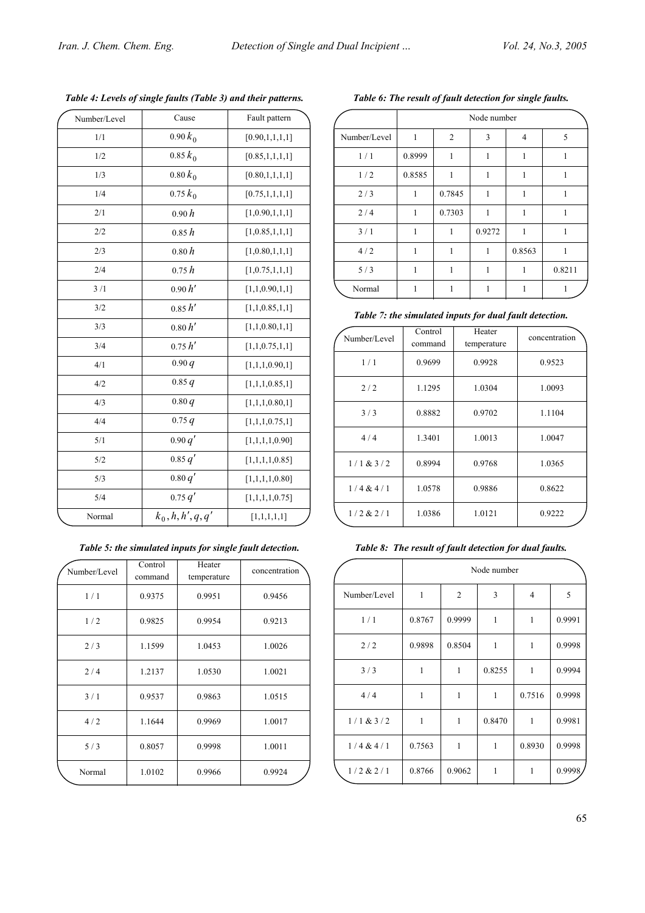**Table 4: Levels of single faults (Table 3) and their patterns.**

| Number/Level | Cause | Fault pattern |
|---|---|---|
| 1/1 | $0.90\,k_0$ | [0.90,1,1,1,1] |
| 1/2 | $0.85\,k_0$ | [0.85,1,1,1,1] |
| 1/3 | $0.80\,k_0$ | [0.80,1,1,1,1] |
| 1/4 | $0.75\,k_0$ | [0.75,1,1,1,1] |
| 2/1 | $0.90\,h$ | [1,0.90,1,1,1] |
| 2/2 | $0.85\,h$ | [1,0.85,1,1,1] |
| 2/3 | $0.80\,h$ | [1,0.80,1,1,1] |
| 2/4 | $0.75\,h$ | [1,0.75,1,1,1] |
| 3 /1 | $0.90\,h'$ | [1,1,0.90,1,1] |
| 3/2 | $0.85\,h'$ | [1,1,0.85,1,1] |
| 3/3 | $0.80\,h'$ | [1,1,0.80,1,1] |
| 3/4 | $0.75\,h'$ | [1,1,0.75,1,1] |
| 4/1 | $0.90\,q$ | [1,1,1,0.90,1] |
| 4/2 | $0.85\,q$ | [1,1,1,0.85,1] |
| 4/3 | $0.80\,q$ | [1,1,1,0.80,1] |
| 4/4 | $0.75\,q$ | [1,1,1,0.75,1] |
| 5/1 | $0.90\,q'$ | [1,1,1,1,0.90] |
| 5/2 | $0.85\,q'$ | [1,1,1,1,0.85] |
| 5/3 | $0.80\,q'$ | [1,1,1,1,0.80] |
| 5/4 | $0.75\,q'$ | [1,1,1,1,0.75] |
| Normal | $k_0, h, h', q, q'$ | [1,1,1,1,1] |

**Table 5: the simulated inputs for single fault detection.**

| Number/Level | Control command | Heater temperature | concentration |
|---|---|---|---|
| 1 / 1 | 0.9375 | 0.9951 | 0.9456 |
| 1 / 2 | 0.9825 | 0.9954 | 0.9213 |
| 2 / 3 | 1.1599 | 1.0453 | 1.0026 |
| 2 / 4 | 1.2137 | 1.0530 | 1.0021 |
| 3 / 1 | 0.9537 | 0.9863 | 1.0515 |
| 4 / 2 | 1.1644 | 0.9969 | 1.0017 |
| 5 / 3 | 0.8057 | 0.9998 | 1.0011 |
| Normal | 1.0102 | 0.9966 | 0.9924 |

**Table 6: The result of fault detection for single faults.**

| | Node number | | | | |
|---|---|---|---|---|---|
| Number/Level | 1 | 2 | 3 | 4 | 5 |
| 1 / 1 | 0.8999 | 1 | 1 | 1 | 1 |
| 1 / 2 | 0.8585 | 1 | 1 | 1 | 1 |
| 2 / 3 | 1 | 0.7845 | 1 | 1 | 1 |
| 2 / 4 | 1 | 0.7303 | 1 | 1 | 1 |
| 3 / 1 | 1 | 1 | 0.9272 | 1 | 1 |
| 4 / 2 | 1 | 1 | 1 | 0.8563 | 1 |
| 5 / 3 | 1 | 1 | 1 | 1 | 0.8211 |
| Normal | 1 | 1 | 1 | 1 | 1 |

**Table 7: the simulated inputs for dual fault detection.**

| Number/Level | Control command | Heater temperature | concentration |
|---|---|---|---|
| 1 / 1 | 0.9699 | 0.9928 | 0.9523 |
| 2 / 2 | 1.1295 | 1.0304 | 1.0093 |
| 3 / 3 | 0.8882 | 0.9702 | 1.1104 |
| 4 / 4 | 1.3401 | 1.0013 | 1.0047 |
| 1 / 1 & 3 / 2 | 0.8994 | 0.9768 | 1.0365 |
| 1 / 4 & 4 / 1 | 1.0578 | 0.9886 | 0.8622 |
| 1 / 2 & 2 / 1 | 1.0386 | 1.0121 | 0.9222 |

**Table 8: The result of fault detection for dual faults.**

| | Node number | | | | |
|---|---|---|---|---|---|
| Number/Level | 1 | 2 | 3 | 4 | 5 |
| 1 / 1 | 0.8767 | 0.9999 | 1 | 1 | 0.9991 |
| 2 / 2 | 0.9898 | 0.8504 | 1 | 1 | 0.9998 |
| 3 / 3 | 1 | 1 | 0.8255 | 1 | 0.9994 |
| 4 / 4 | 1 | 1 | 1 | 0.7516 | 0.9998 |
| 1 / 1 & 3 / 2 | 1 | 1 | 0.8470 | 1 | 0.9981 |
| 1 / 4 & 4 / 1 | 0.7563 | 1 | 1 | 0.8930 | 0.9998 |
| 1 / 2 & 2 / 1 | 0.8766 | 0.9062 | 1 | 1 | 0.9998 |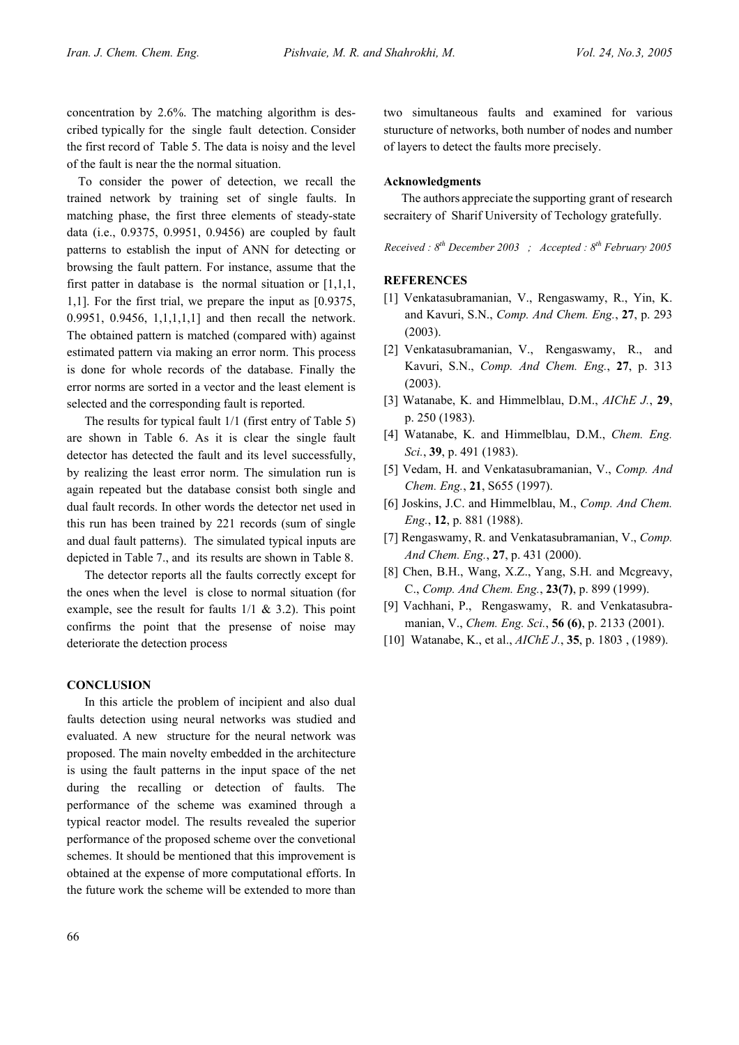concentration by 2.6%. The matching algorithm is described typically for the single fault detection. Consider the first record of Table 5. The data is noisy and the level of the fault is near the the normal situation.

To consider the power of detection, we recall the trained network by training set of single faults. In matching phase, the first three elements of steady-state data (i.e., 0.9375, 0.9951, 0.9456) are coupled by fault patterns to establish the input of ANN for detecting or browsing the fault pattern. For instance, assume that the first patter in database is the normal situation or [1,1,1, 1,1]. For the first trial, we prepare the input as [0.9375, 0.9951, 0.9456, 1,1,1,1,1] and then recall the network. The obtained pattern is matched (compared with) against estimated pattern via making an error norm. This process is done for whole records of the database. Finally the error norms are sorted in a vector and the least element is selected and the corresponding fault is reported.

The results for typical fault 1/1 (first entry of Table 5) are shown in Table 6. As it is clear the single fault detector has detected the fault and its level successfully, by realizing the least error norm. The simulation run is again repeated but the database consist both single and dual fault records. In other words the detector net used in this run has been trained by 221 records (sum of single and dual fault patterns). The simulated typical inputs are depicted in Table 7., and its results are shown in Table 8.

The detector reports all the faults correctly except for the ones when the level is close to normal situation (for example, see the result for faults 1/1 & 3.2). This point confirms the point that the presense of noise may deteriorate the detection process

## CONCLUSION

In this article the problem of incipient and also dual faults detection using neural networks was studied and evaluated. A new structure for the neural network was proposed. The main novelty embedded in the architecture is using the fault patterns in the input space of the net during the recalling or detection of faults. The performance of the scheme was examined through a typical reactor model. The results revealed the superior performance of the proposed scheme over the convetional schemes. It should be mentioned that this improvement is obtained at the expense of more computational efforts. In the future work the scheme will be extended to more than two simultaneous faults and examined for various sturucture of networks, both number of nodes and number of layers to detect the faults more precisely.

### Acknowledgments

The authors appreciate the supporting grant of research secraitery of Sharif University of Techology gratefully.

*Received : 8th December 2003 ; Accepted : 8th February 2005*

## REFERENCES

[1] Venkatasubramanian, V., Rengaswamy, R., Yin, K. and Kavuri, S.N., *Comp. And Chem. Eng.*, **27**, p. 293 (2003).

[2] Venkatasubramanian, V., Rengaswamy, R., and Kavuri, S.N., *Comp. And Chem. Eng.*, **27**, p. 313 (2003).

[3] Watanabe, K. and Himmelblau, D.M., *AIChE J.*, **29**, p. 250 (1983).

[4] Watanabe, K. and Himmelblau, D.M., *Chem. Eng. Sci.*, **39**, p. 491 (1983).

[5] Vedam, H. and Venkatasubramanian, V., *Comp. And Chem. Eng.*, **21**, S655 (1997).

[6] Joskins, J.C. and Himmelblau, M., *Comp. And Chem. Eng.*, **12**, p. 881 (1988).

[7] Rengaswamy, R. and Venkatasubramanian, V., *Comp. And Chem. Eng.*, **27**, p. 431 (2000).

[8] Chen, B.H., Wang, X.Z., Yang, S.H. and Mcgreavy, C., *Comp. And Chem. Eng.*, **23(7)**, p. 899 (1999).

[9] Vachhani, P., Rengaswamy, R. and Venkatasubramanian, V., *Chem. Eng. Sci.*, **56 (6)**, p. 2133 (2001).

[10] Watanabe, K., et al., *AIChE J.*, **35**, p. 1803 , (1989).